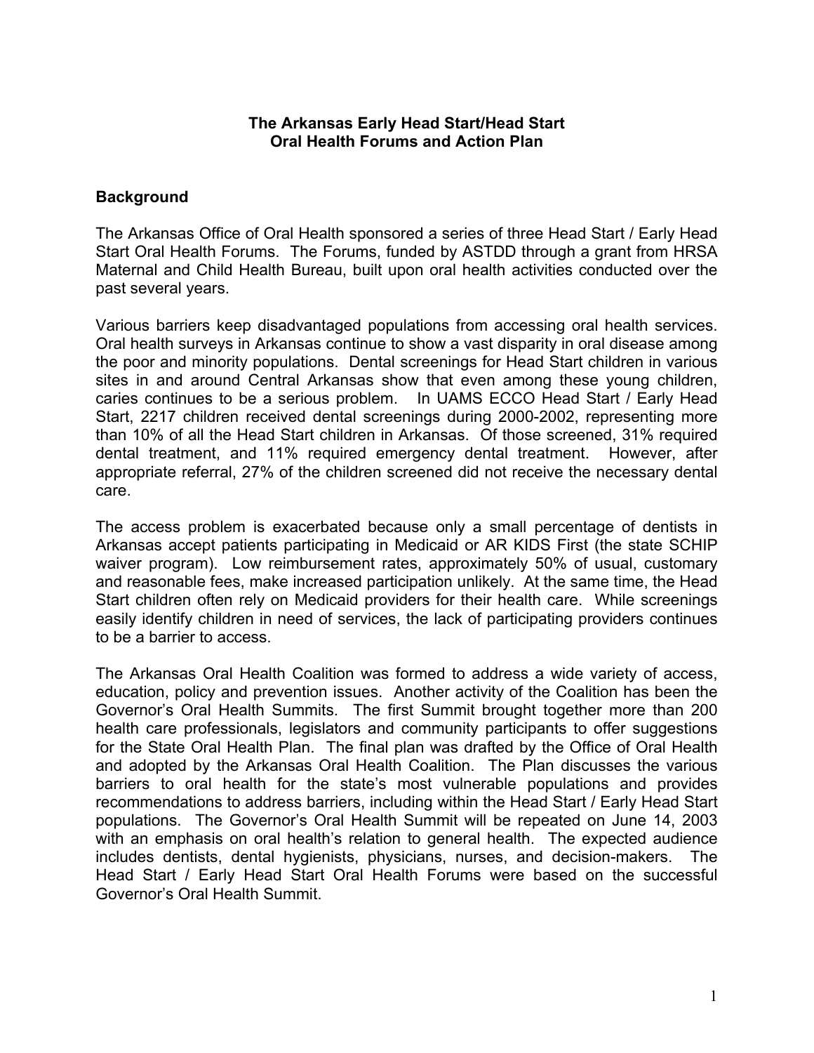# The Arkansas Early Head Start/Head Start
# Oral Health Forums and Action Plan

## Background

The Arkansas Office of Oral Health sponsored a series of three Head Start / Early Head Start Oral Health Forums. The Forums, funded by ASTDD through a grant from HRSA Maternal and Child Health Bureau, built upon oral health activities conducted over the past several years.

Various barriers keep disadvantaged populations from accessing oral health services. Oral health surveys in Arkansas continue to show a vast disparity in oral disease among the poor and minority populations. Dental screenings for Head Start children in various sites in and around Central Arkansas show that even among these young children, caries continues to be a serious problem. In UAMS ECCO Head Start / Early Head Start, 2217 children received dental screenings during 2000-2002, representing more than 10% of all the Head Start children in Arkansas. Of those screened, 31% required dental treatment, and 11% required emergency dental treatment. However, after appropriate referral, 27% of the children screened did not receive the necessary dental care.

The access problem is exacerbated because only a small percentage of dentists in Arkansas accept patients participating in Medicaid or AR KIDS First (the state SCHIP waiver program). Low reimbursement rates, approximately 50% of usual, customary and reasonable fees, make increased participation unlikely. At the same time, the Head Start children often rely on Medicaid providers for their health care. While screenings easily identify children in need of services, the lack of participating providers continues to be a barrier to access.

The Arkansas Oral Health Coalition was formed to address a wide variety of access, education, policy and prevention issues. Another activity of the Coalition has been the Governor's Oral Health Summits. The first Summit brought together more than 200 health care professionals, legislators and community participants to offer suggestions for the State Oral Health Plan. The final plan was drafted by the Office of Oral Health and adopted by the Arkansas Oral Health Coalition. The Plan discusses the various barriers to oral health for the state's most vulnerable populations and provides recommendations to address barriers, including within the Head Start / Early Head Start populations. The Governor's Oral Health Summit will be repeated on June 14, 2003 with an emphasis on oral health's relation to general health. The expected audience includes dentists, dental hygienists, physicians, nurses, and decision-makers. The Head Start / Early Head Start Oral Health Forums were based on the successful Governor's Oral Health Summit.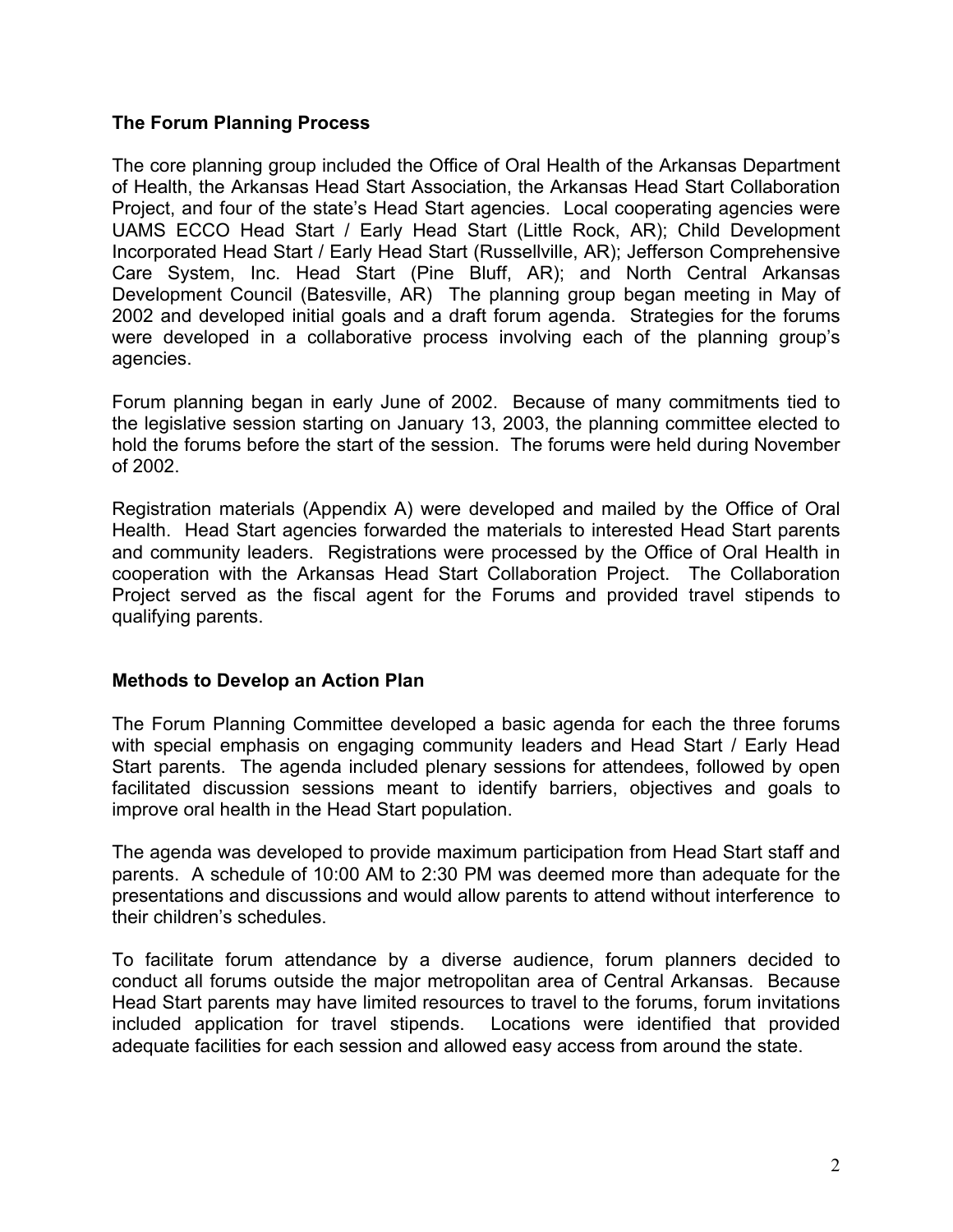## The Forum Planning Process

The core planning group included the Office of Oral Health of the Arkansas Department of Health, the Arkansas Head Start Association, the Arkansas Head Start Collaboration Project, and four of the state's Head Start agencies. Local cooperating agencies were UAMS ECCO Head Start / Early Head Start (Little Rock, AR); Child Development Incorporated Head Start / Early Head Start (Russellville, AR); Jefferson Comprehensive Care System, Inc. Head Start (Pine Bluff, AR); and North Central Arkansas Development Council (Batesville, AR) The planning group began meeting in May of 2002 and developed initial goals and a draft forum agenda. Strategies for the forums were developed in a collaborative process involving each of the planning group's agencies.

Forum planning began in early June of 2002. Because of many commitments tied to the legislative session starting on January 13, 2003, the planning committee elected to hold the forums before the start of the session. The forums were held during November of 2002.

Registration materials (Appendix A) were developed and mailed by the Office of Oral Health. Head Start agencies forwarded the materials to interested Head Start parents and community leaders. Registrations were processed by the Office of Oral Health in cooperation with the Arkansas Head Start Collaboration Project. The Collaboration Project served as the fiscal agent for the Forums and provided travel stipends to qualifying parents.

## Methods to Develop an Action Plan

The Forum Planning Committee developed a basic agenda for each the three forums with special emphasis on engaging community leaders and Head Start / Early Head Start parents. The agenda included plenary sessions for attendees, followed by open facilitated discussion sessions meant to identify barriers, objectives and goals to improve oral health in the Head Start population.

The agenda was developed to provide maximum participation from Head Start staff and parents. A schedule of 10:00 AM to 2:30 PM was deemed more than adequate for the presentations and discussions and would allow parents to attend without interference to their children's schedules.

To facilitate forum attendance by a diverse audience, forum planners decided to conduct all forums outside the major metropolitan area of Central Arkansas. Because Head Start parents may have limited resources to travel to the forums, forum invitations included application for travel stipends. Locations were identified that provided adequate facilities for each session and allowed easy access from around the state.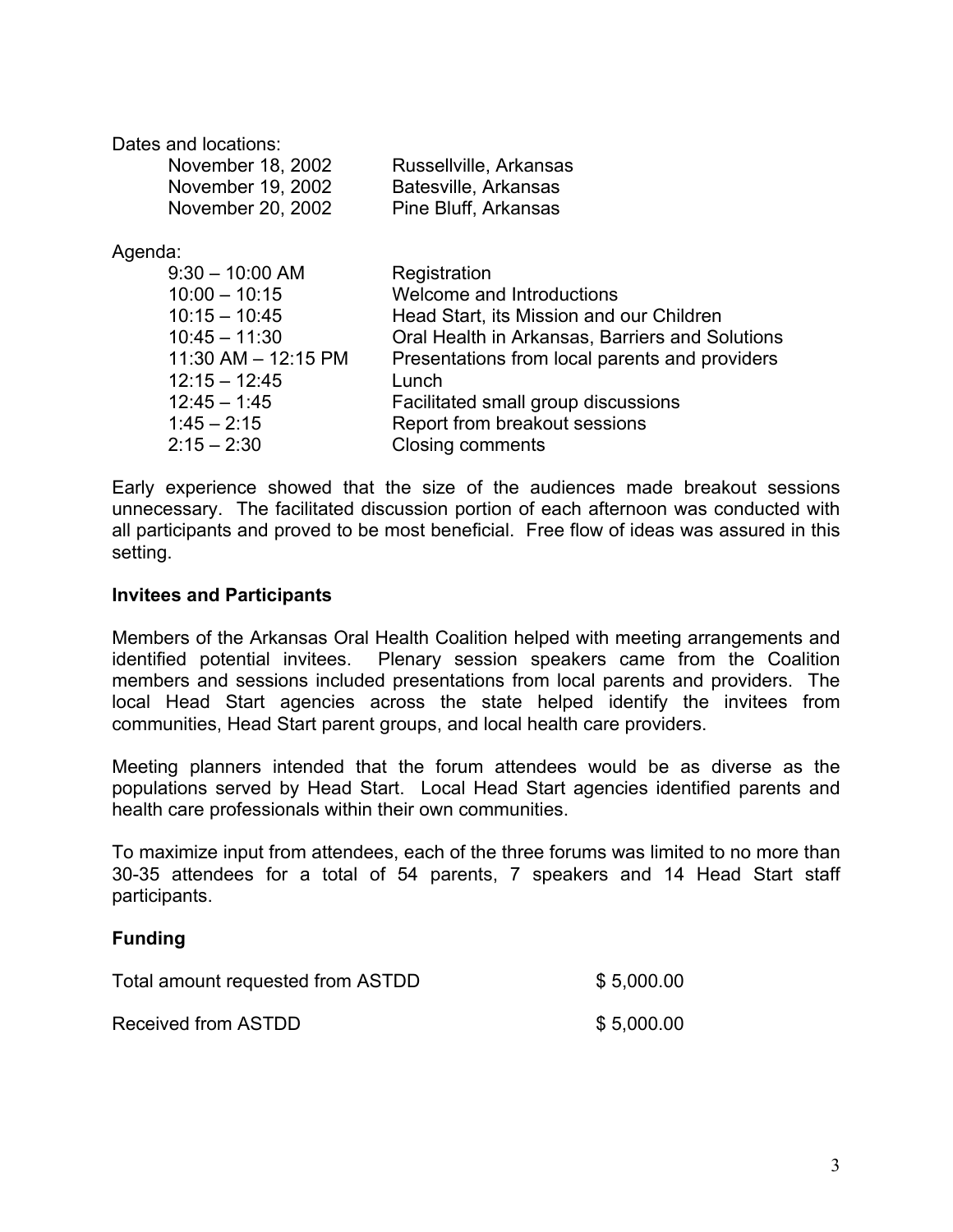Dates and locations:

| | |
|---|---|
| November 18, 2002 | Russellville, Arkansas |
| November 19, 2002 | Batesville, Arkansas |
| November 20, 2002 | Pine Bluff, Arkansas |

Agenda:

| | |
|---|---|
| 9:30 – 10:00 AM | Registration |
| 10:00 – 10:15 | Welcome and Introductions |
| 10:15 – 10:45 | Head Start, its Mission and our Children |
| 10:45 – 11:30 | Oral Health in Arkansas, Barriers and Solutions |
| 11:30 AM – 12:15 PM | Presentations from local parents and providers |
| 12:15 – 12:45 | Lunch |
| 12:45 – 1:45 | Facilitated small group discussions |
| 1:45 – 2:15 | Report from breakout sessions |
| 2:15 – 2:30 | Closing comments |

Early experience showed that the size of the audiences made breakout sessions unnecessary. The facilitated discussion portion of each afternoon was conducted with all participants and proved to be most beneficial. Free flow of ideas was assured in this setting.

**Invitees and Participants**

Members of the Arkansas Oral Health Coalition helped with meeting arrangements and identified potential invitees. Plenary session speakers came from the Coalition members and sessions included presentations from local parents and providers. The local Head Start agencies across the state helped identify the invitees from communities, Head Start parent groups, and local health care providers.

Meeting planners intended that the forum attendees would be as diverse as the populations served by Head Start. Local Head Start agencies identified parents and health care professionals within their own communities.

To maximize input from attendees, each of the three forums was limited to no more than 30-35 attendees for a total of 54 parents, 7 speakers and 14 Head Start staff participants.

**Funding**

| | |
|---|---|
| Total amount requested from ASTDD | $ 5,000.00 |
| Received from ASTDD | $ 5,000.00 |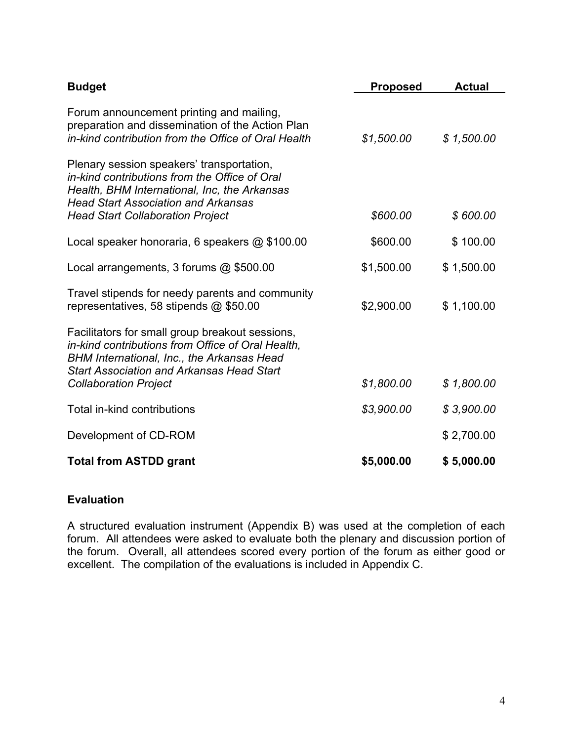| **Budget** | **Proposed** | **Actual** |
|---|---|---|
| Forum announcement printing and mailing, preparation and dissemination of the Action Plan *in-kind contribution from the Office of Oral Health* | *$1,500.00* | *$ 1,500.00* |
| Plenary session speakers' transportation, *in-kind contributions from the Office of Oral Health, BHM International, Inc, the Arkansas Head Start Association and Arkansas Head Start Collaboration Project* | *$600.00* | *$ 600.00* |
| Local speaker honoraria, 6 speakers @ $100.00 | $600.00 | $ 100.00 |
| Local arrangements, 3 forums @ $500.00 | $1,500.00 | $ 1,500.00 |
| Travel stipends for needy parents and community representatives, 58 stipends @ $50.00 | $2,900.00 | $ 1,100.00 |
| Facilitators for small group breakout sessions, *in-kind contributions from Office of Oral Health, BHM International, Inc., the Arkansas Head Start Association and Arkansas Head Start Collaboration Project* | *$1,800.00* | *$ 1,800.00* |
| Total in-kind contributions | *$3,900.00* | *$ 3,900.00* |
| Development of CD-ROM | | $ 2,700.00 |
| **Total from ASTDD grant** | **$5,000.00** | **$ 5,000.00** |

### Evaluation

A structured evaluation instrument (Appendix B) was used at the completion of each forum. All attendees were asked to evaluate both the plenary and discussion portion of the forum. Overall, all attendees scored every portion of the forum as either good or excellent. The compilation of the evaluations is included in Appendix C.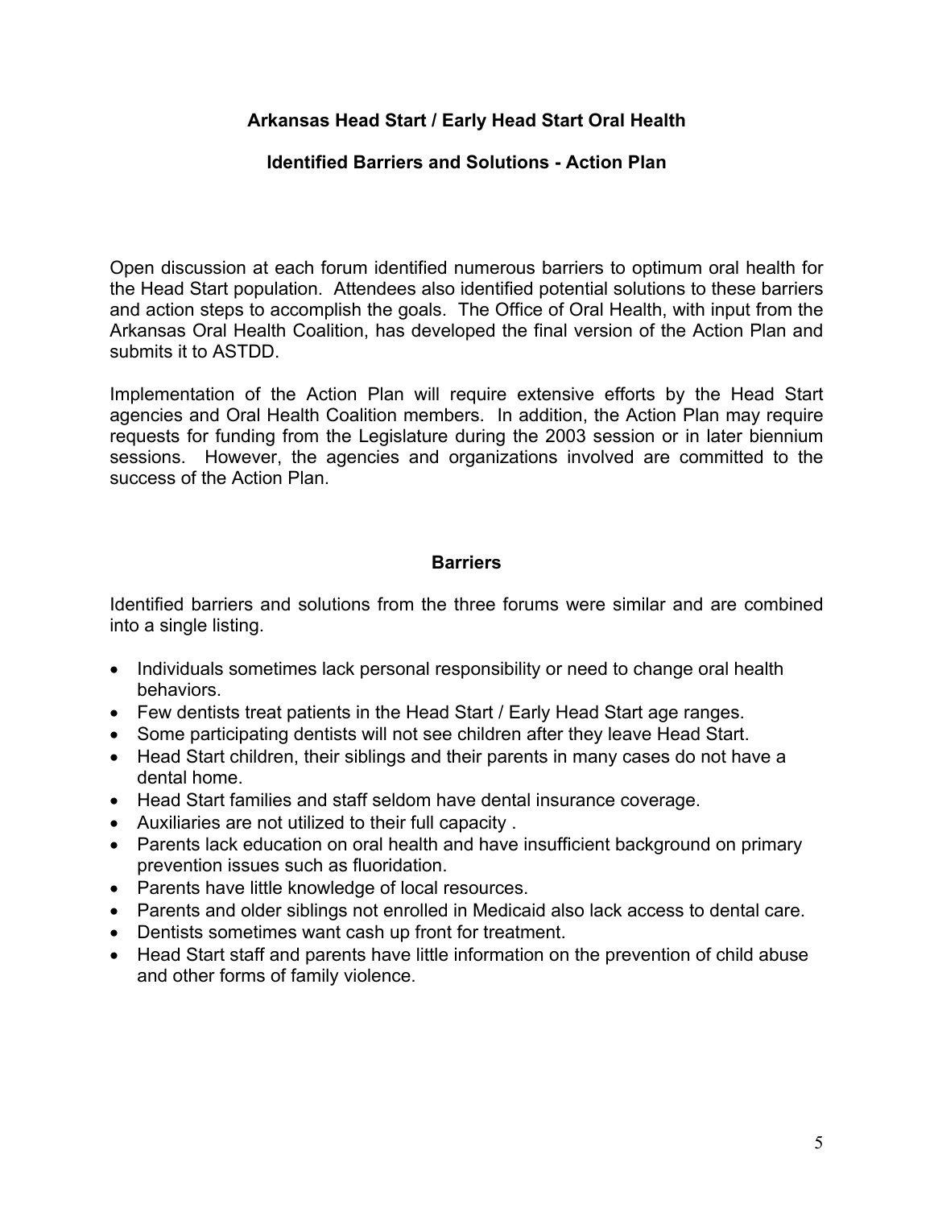## Arkansas Head Start / Early Head Start Oral Health

### Identified Barriers and Solutions - Action Plan

Open discussion at each forum identified numerous barriers to optimum oral health for the Head Start population. Attendees also identified potential solutions to these barriers and action steps to accomplish the goals. The Office of Oral Health, with input from the Arkansas Oral Health Coalition, has developed the final version of the Action Plan and submits it to ASTDD.

Implementation of the Action Plan will require extensive efforts by the Head Start agencies and Oral Health Coalition members. In addition, the Action Plan may require requests for funding from the Legislature during the 2003 session or in later biennium sessions. However, the agencies and organizations involved are committed to the success of the Action Plan.

### Barriers

Identified barriers and solutions from the three forums were similar and are combined into a single listing.

- Individuals sometimes lack personal responsibility or need to change oral health behaviors.
- Few dentists treat patients in the Head Start / Early Head Start age ranges.
- Some participating dentists will not see children after they leave Head Start.
- Head Start children, their siblings and their parents in many cases do not have a dental home.
- Head Start families and staff seldom have dental insurance coverage.
- Auxiliaries are not utilized to their full capacity .
- Parents lack education on oral health and have insufficient background on primary prevention issues such as fluoridation.
- Parents have little knowledge of local resources.
- Parents and older siblings not enrolled in Medicaid also lack access to dental care.
- Dentists sometimes want cash up front for treatment.
- Head Start staff and parents have little information on the prevention of child abuse and other forms of family violence.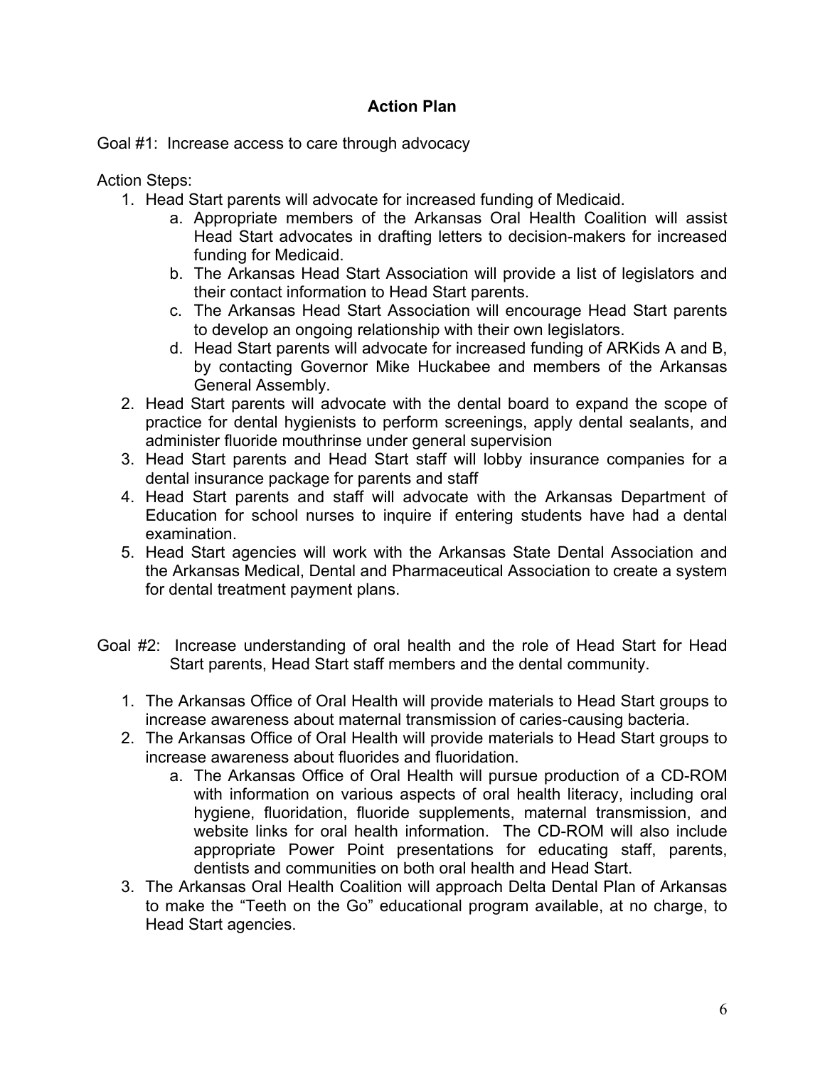## Action Plan

Goal #1: Increase access to care through advocacy

Action Steps:

1. Head Start parents will advocate for increased funding of Medicaid.
   a. Appropriate members of the Arkansas Oral Health Coalition will assist Head Start advocates in drafting letters to decision-makers for increased funding for Medicaid.
   b. The Arkansas Head Start Association will provide a list of legislators and their contact information to Head Start parents.
   c. The Arkansas Head Start Association will encourage Head Start parents to develop an ongoing relationship with their own legislators.
   d. Head Start parents will advocate for increased funding of ARKids A and B, by contacting Governor Mike Huckabee and members of the Arkansas General Assembly.
2. Head Start parents will advocate with the dental board to expand the scope of practice for dental hygienists to perform screenings, apply dental sealants, and administer fluoride mouthrinse under general supervision
3. Head Start parents and Head Start staff will lobby insurance companies for a dental insurance package for parents and staff
4. Head Start parents and staff will advocate with the Arkansas Department of Education for school nurses to inquire if entering students have had a dental examination.
5. Head Start agencies will work with the Arkansas State Dental Association and the Arkansas Medical, Dental and Pharmaceutical Association to create a system for dental treatment payment plans.

Goal #2: Increase understanding of oral health and the role of Head Start for Head Start parents, Head Start staff members and the dental community.

1. The Arkansas Office of Oral Health will provide materials to Head Start groups to increase awareness about maternal transmission of caries-causing bacteria.
2. The Arkansas Office of Oral Health will provide materials to Head Start groups to increase awareness about fluorides and fluoridation.
   a. The Arkansas Office of Oral Health will pursue production of a CD-ROM with information on various aspects of oral health literacy, including oral hygiene, fluoridation, fluoride supplements, maternal transmission, and website links for oral health information. The CD-ROM will also include appropriate Power Point presentations for educating staff, parents, dentists and communities on both oral health and Head Start.
3. The Arkansas Oral Health Coalition will approach Delta Dental Plan of Arkansas to make the "Teeth on the Go" educational program available, at no charge, to Head Start agencies.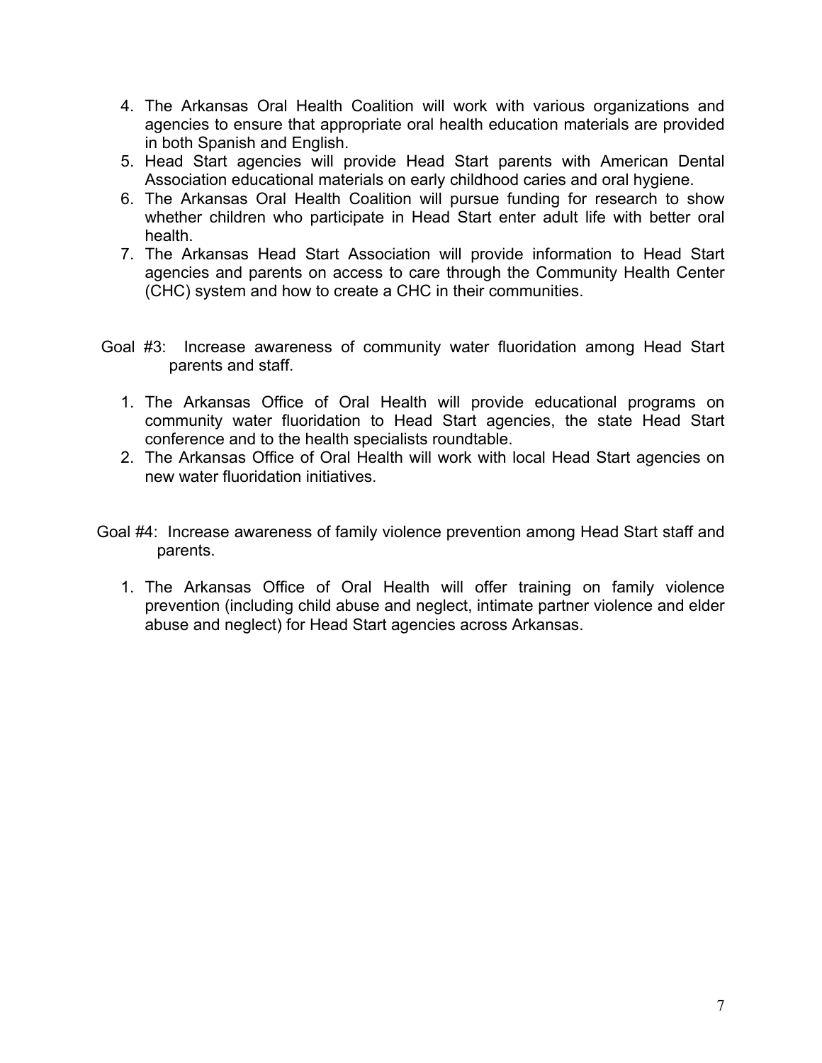4. The Arkansas Oral Health Coalition will work with various organizations and agencies to ensure that appropriate oral health education materials are provided in both Spanish and English.
5. Head Start agencies will provide Head Start parents with American Dental Association educational materials on early childhood caries and oral hygiene.
6. The Arkansas Oral Health Coalition will pursue funding for research to show whether children who participate in Head Start enter adult life with better oral health.
7. The Arkansas Head Start Association will provide information to Head Start agencies and parents on access to care through the Community Health Center (CHC) system and how to create a CHC in their communities.

Goal #3: Increase awareness of community water fluoridation among Head Start parents and staff.

1. The Arkansas Office of Oral Health will provide educational programs on community water fluoridation to Head Start agencies, the state Head Start conference and to the health specialists roundtable.
2. The Arkansas Office of Oral Health will work with local Head Start agencies on new water fluoridation initiatives.

Goal #4: Increase awareness of family violence prevention among Head Start staff and parents.

1. The Arkansas Office of Oral Health will offer training on family violence prevention (including child abuse and neglect, intimate partner violence and elder abuse and neglect) for Head Start agencies across Arkansas.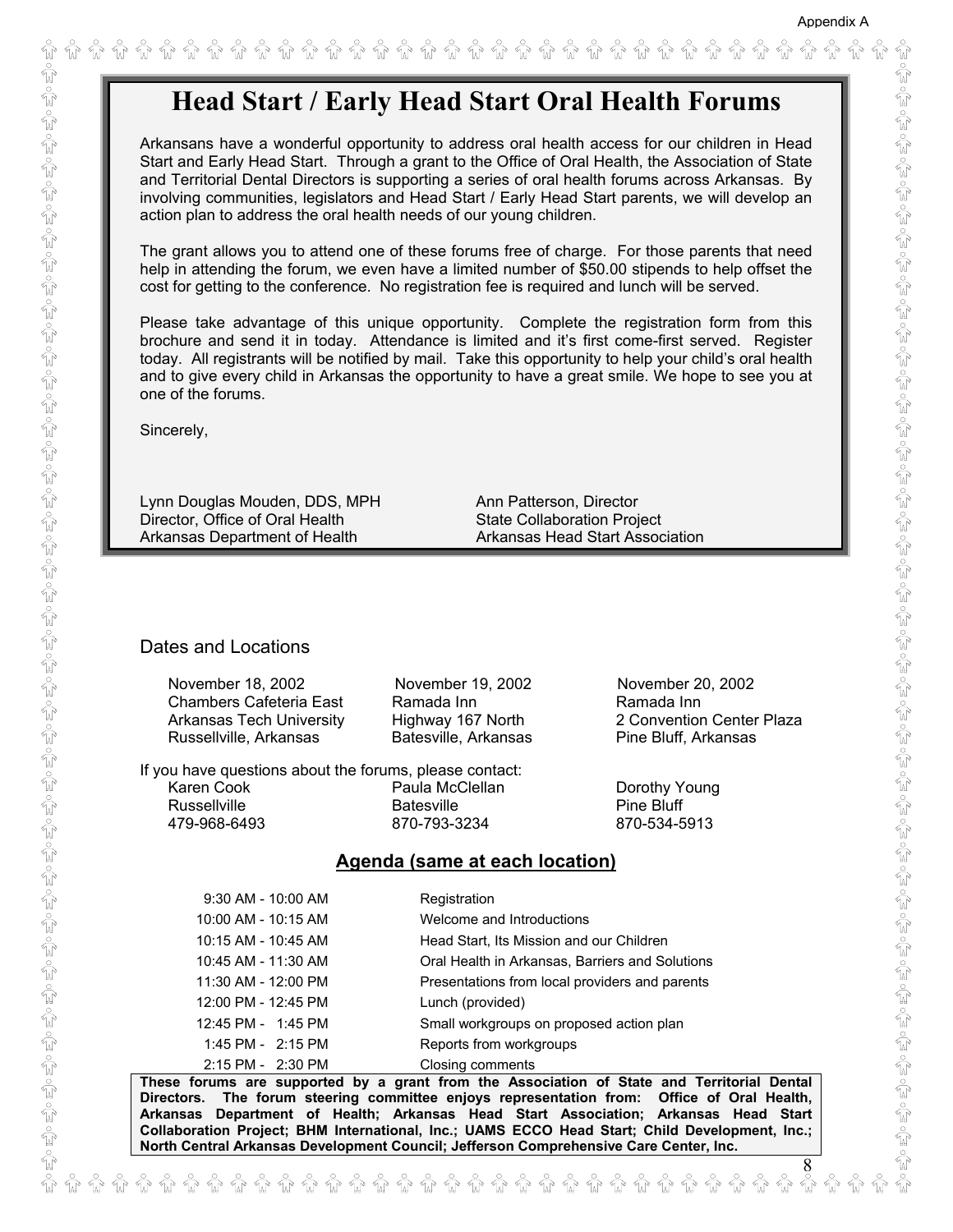# Head Start / Early Head Start Oral Health Forums

Arkansans have a wonderful opportunity to address oral health access for our children in Head Start and Early Head Start. Through a grant to the Office of Oral Health, the Association of State and Territorial Dental Directors is supporting a series of oral health forums across Arkansas. By involving communities, legislators and Head Start / Early Head Start parents, we will develop an action plan to address the oral health needs of our young children.

The grant allows you to attend one of these forums free of charge. For those parents that need help in attending the forum, we even have a limited number of $50.00 stipends to help offset the cost for getting to the conference. No registration fee is required and lunch will be served.

Please take advantage of this unique opportunity. Complete the registration form from this brochure and send it in today. Attendance is limited and it's first come-first served. Register today. All registrants will be notified by mail. Take this opportunity to help your child's oral health and to give every child in Arkansas the opportunity to have a great smile. We hope to see you at one of the forums.

Sincerely,

Lynn Douglas Mouden, DDS, MPH
Director, Office of Oral Health
Arkansas Department of Health

Ann Patterson, Director
State Collaboration Project
Arkansas Head Start Association

## Dates and Locations

| November 18, 2002 | November 19, 2002 | November 20, 2002 |
|---|---|---|
| Chambers Cafeteria East | Ramada Inn | Ramada Inn |
| Arkansas Tech University | Highway 167 North | 2 Convention Center Plaza |
| Russellville, Arkansas | Batesville, Arkansas | Pine Bluff, Arkansas |

If you have questions about the forums, please contact:

| Karen Cook | Paula McClellan | Dorothy Young |
|---|---|---|
| Russellville | Batesville | Pine Bluff |
| 479-968-6493 | 870-793-3234 | 870-534-5913 |

## Agenda (same at each location)

| Time | Activity |
|---|---|
| 9:30 AM - 10:00 AM | Registration |
| 10:00 AM - 10:15 AM | Welcome and Introductions |
| 10:15 AM - 10:45 AM | Head Start, Its Mission and our Children |
| 10:45 AM - 11:30 AM | Oral Health in Arkansas, Barriers and Solutions |
| 11:30 AM - 12:00 PM | Presentations from local providers and parents |
| 12:00 PM - 12:45 PM | Lunch (provided) |
| 12:45 PM - 1:45 PM | Small workgroups on proposed action plan |
| 1:45 PM - 2:15 PM | Reports from workgroups |
| 2:15 PM - 2:30 PM | Closing comments |

**These forums are supported by a grant from the Association of State and Territorial Dental Directors. The forum steering committee enjoys representation from: Office of Oral Health, Arkansas Department of Health; Arkansas Head Start Association; Arkansas Head Start Collaboration Project; BHM International, Inc.; UAMS ECCO Head Start; Child Development, Inc.; North Central Arkansas Development Council; Jefferson Comprehensive Care Center, Inc.**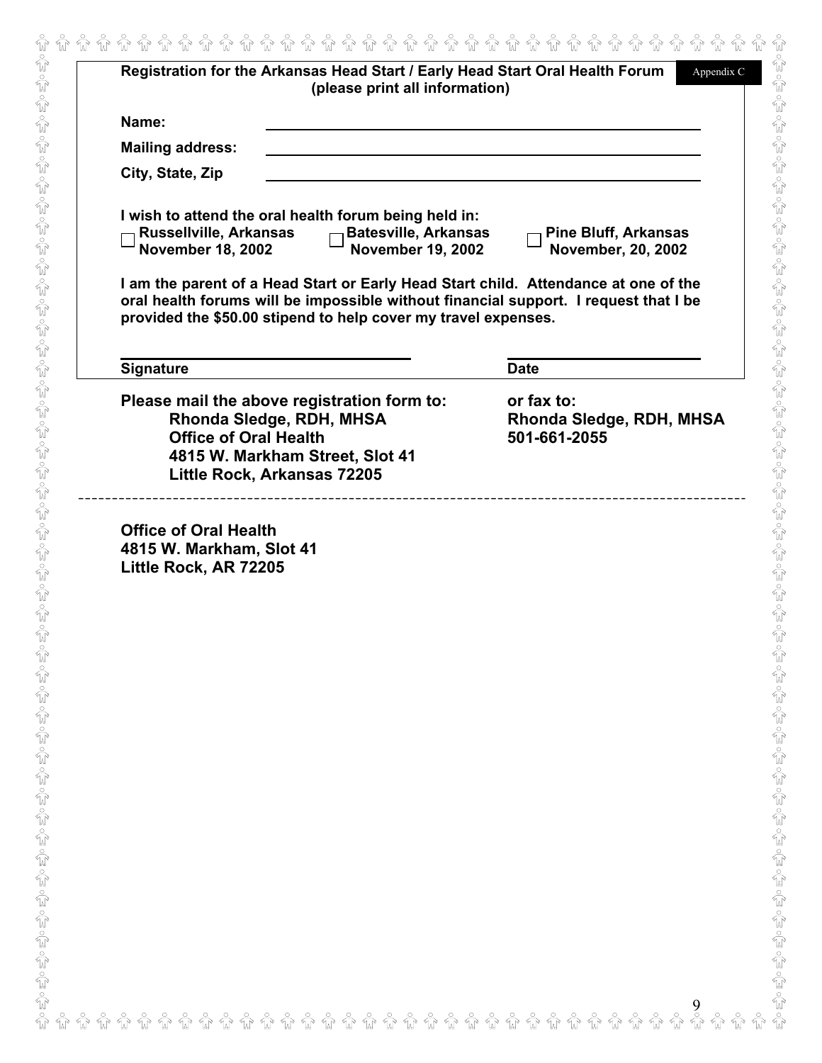**Registration for the Arkansas Head Start / Early Head Start Oral Health Forum**
**(please print all information)**

Appendix C

**Name:** ______________________________

**Mailing address:** ______________________________

**City, State, Zip** ______________________________

**I wish to attend the oral health forum being held in:**

- ☐ **Russellville, Arkansas November 18, 2002**
- ☐ **Batesville, Arkansas November 19, 2002**
- ☐ **Pine Bluff, Arkansas November, 20, 2002**

**I am the parent of a Head Start or Early Head Start child. Attendance at one of the oral health forums will be impossible without financial support. I request that I be provided the $50.00 stipend to help cover my travel expenses.**

______________________________ ______________________________
**Signature** **Date**

**Please mail the above registration form to:**
**Rhonda Sledge, RDH, MHSA**
**Office of Oral Health**
**4815 W. Markham Street, Slot 41**
**Little Rock, Arkansas 72205**

**or fax to:**
**Rhonda Sledge, RDH, MHSA**
**501-661-2055**

---

**Office of Oral Health**
**4815 W. Markham, Slot 41**
**Little Rock, AR 72205**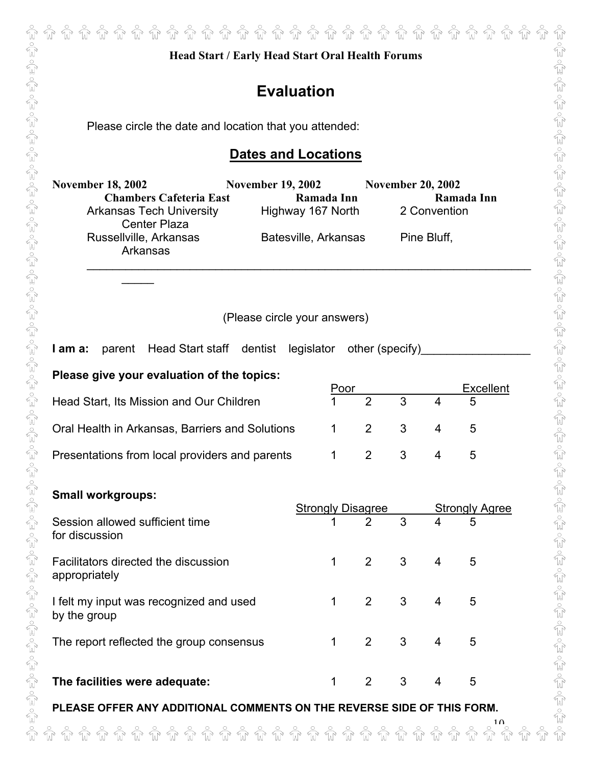Head Start / Early Head Start Oral Health Forums

# Evaluation

Please circle the date and location that you attended:

## Dates and Locations

| November 18, 2002 | November 19, 2002 | November 20, 2002 |
| --- | --- | --- |
| **Chambers Cafeteria East** | **Ramada Inn** | **Ramada Inn** |
| Arkansas Tech University | Highway 167 North | 2 Convention Center Plaza |
| Russellville, Arkansas | Batesville, Arkansas | Pine Bluff, Arkansas |

(Please circle your answers)

**I am a:** parent Head Start staff dentist legislator other (specify)_________________

**Please give your evaluation of the topics:**

| | Poor | | | | Excellent |
| --- | --- | --- | --- | --- | --- |
| Head Start, Its Mission and Our Children | 1 | 2 | 3 | 4 | 5 |
| Oral Health in Arkansas, Barriers and Solutions | 1 | 2 | 3 | 4 | 5 |
| Presentations from local providers and parents | 1 | 2 | 3 | 4 | 5 |

**Small workgroups:**

| | Strongly Disagree | | | | Strongly Agree |
| --- | --- | --- | --- | --- | --- |
| Session allowed sufficient time for discussion | 1 | 2 | 3 | 4 | 5 |
| Facilitators directed the discussion appropriately | 1 | 2 | 3 | 4 | 5 |
| I felt my input was recognized and used by the group | 1 | 2 | 3 | 4 | 5 |
| The report reflected the group consensus | 1 | 2 | 3 | 4 | 5 |
| **The facilities were adequate:** | 1 | 2 | 3 | 4 | 5 |

**PLEASE OFFER ANY ADDITIONAL COMMENTS ON THE REVERSE SIDE OF THIS FORM.**